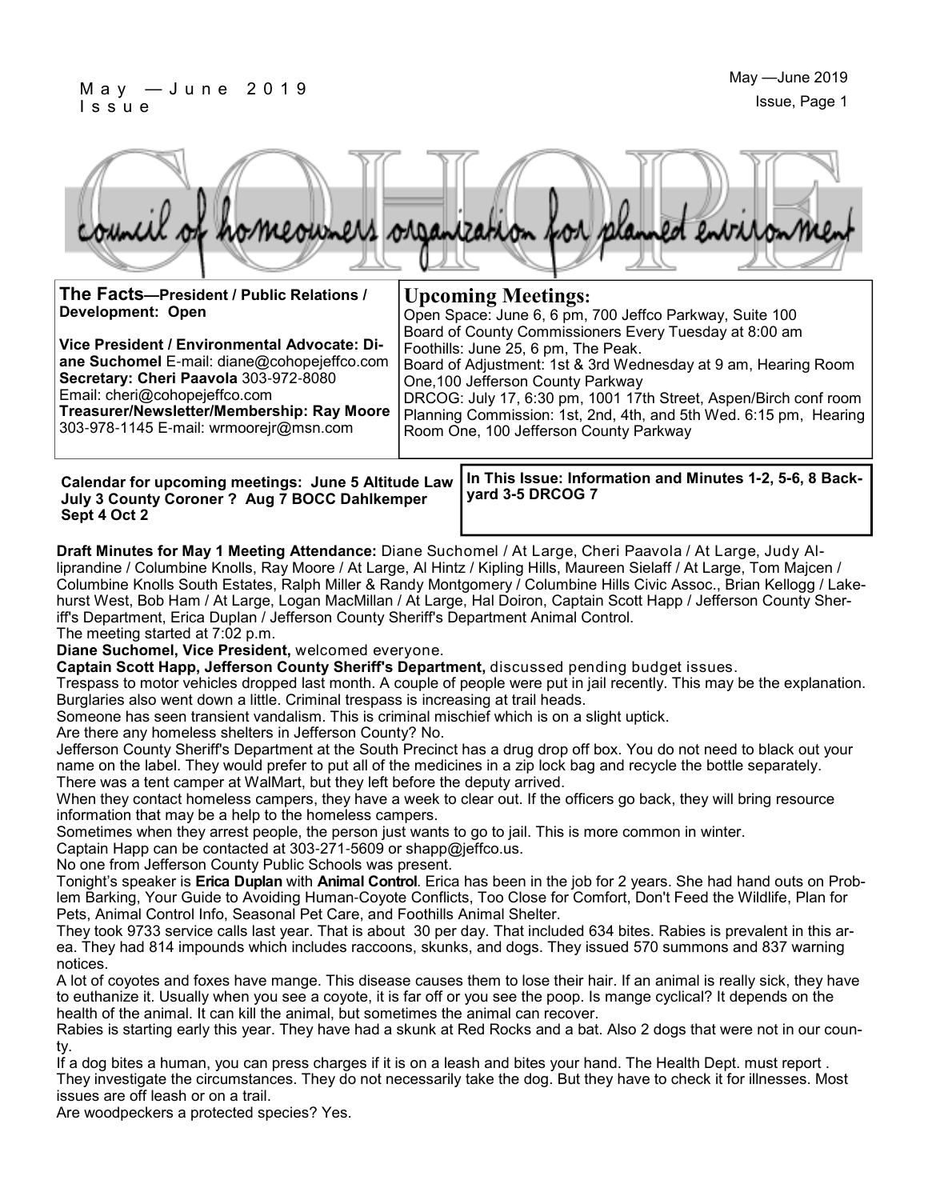# COHOPE

council of homeowners organization for planned environment

**The Facts—President / Public Relations / Development: Open**

**Vice President / Environmental Advocate: Diane Suchomel** E-mail: diane@cohopejeffco.com
**Secretary: Cheri Paavola** 303-972-8080
Email: cheri@cohopejeffco.com
**Treasurer/Newsletter/Membership: Ray Moore** 303-978-1145 E-mail: wrmoorejr@msn.com

## Upcoming Meetings:

Open Space: June 6, 6 pm, 700 Jeffco Parkway, Suite 100
Board of County Commissioners Every Tuesday at 8:00 am
Foothills: June 25, 6 pm, The Peak.
Board of Adjustment: 1st & 3rd Wednesday at 9 am, Hearing Room One,100 Jefferson County Parkway
DRCOG: July 17, 6:30 pm, 1001 17th Street, Aspen/Birch conf room
Planning Commission: 1st, 2nd, 4th, and 5th Wed. 6:15 pm, Hearing Room One, 100 Jefferson County Parkway

**Calendar for upcoming meetings: June 5 Altitude Law July 3 County Coroner ? Aug 7 BOCC Dahlkemper Sept 4 Oct 2**

**In This Issue: Information and Minutes 1-2, 5-6, 8 Backyard 3-5 DRCOG 7**

**Draft Minutes for May 1 Meeting Attendance:** Diane Suchomel / At Large, Cheri Paavola / At Large, Judy Alliprandine / Columbine Knolls, Ray Moore / At Large, Al Hintz / Kipling Hills, Maureen Sielaff / At Large, Tom Majcen / Columbine Knolls South Estates, Ralph Miller & Randy Montgomery / Columbine Hills Civic Assoc., Brian Kellogg / Lakehurst West, Bob Ham / At Large, Logan MacMillan / At Large, Hal Doiron, Captain Scott Happ / Jefferson County Sheriff's Department, Erica Duplan / Jefferson County Sheriff's Department Animal Control.

The meeting started at 7:02 p.m.

**Diane Suchomel, Vice President,** welcomed everyone.

**Captain Scott Happ, Jefferson County Sheriff's Department,** discussed pending budget issues.

Trespass to motor vehicles dropped last month. A couple of people were put in jail recently. This may be the explanation. Burglaries also went down a little. Criminal trespass is increasing at trail heads.

Someone has seen transient vandalism. This is criminal mischief which is on a slight uptick.

Are there any homeless shelters in Jefferson County? No.

Jefferson County Sheriff's Department at the South Precinct has a drug drop off box. You do not need to black out your name on the label. They would prefer to put all of the medicines in a zip lock bag and recycle the bottle separately.

There was a tent camper at WalMart, but they left before the deputy arrived.

When they contact homeless campers, they have a week to clear out. If the officers go back, they will bring resource information that may be a help to the homeless campers.

Sometimes when they arrest people, the person just wants to go to jail. This is more common in winter.

Captain Happ can be contacted at 303-271-5609 or shapp@jeffco.us.

No one from Jefferson County Public Schools was present.

Tonight's speaker is **Erica Duplan** with **Animal Control**. Erica has been in the job for 2 years. She had hand outs on Problem Barking, Your Guide to Avoiding Human-Coyote Conflicts, Too Close for Comfort, Don't Feed the Wildlife, Plan for Pets, Animal Control Info, Seasonal Pet Care, and Foothills Animal Shelter.

They took 9733 service calls last year. That is about 30 per day. That included 634 bites. Rabies is prevalent in this area. They had 814 impounds which includes raccoons, skunks, and dogs. They issued 570 summons and 837 warning notices.

A lot of coyotes and foxes have mange. This disease causes them to lose their hair. If an animal is really sick, they have to euthanize it. Usually when you see a coyote, it is far off or you see the poop. Is mange cyclical? It depends on the health of the animal. It can kill the animal, but sometimes the animal can recover.

Rabies is starting early this year. They have had a skunk at Red Rocks and a bat. Also 2 dogs that were not in our county.

If a dog bites a human, you can press charges if it is on a leash and bites your hand. The Health Dept. must report . They investigate the circumstances. They do not necessarily take the dog. But they have to check it for illnesses. Most issues are off leash or on a trail.

Are woodpeckers a protected species? Yes.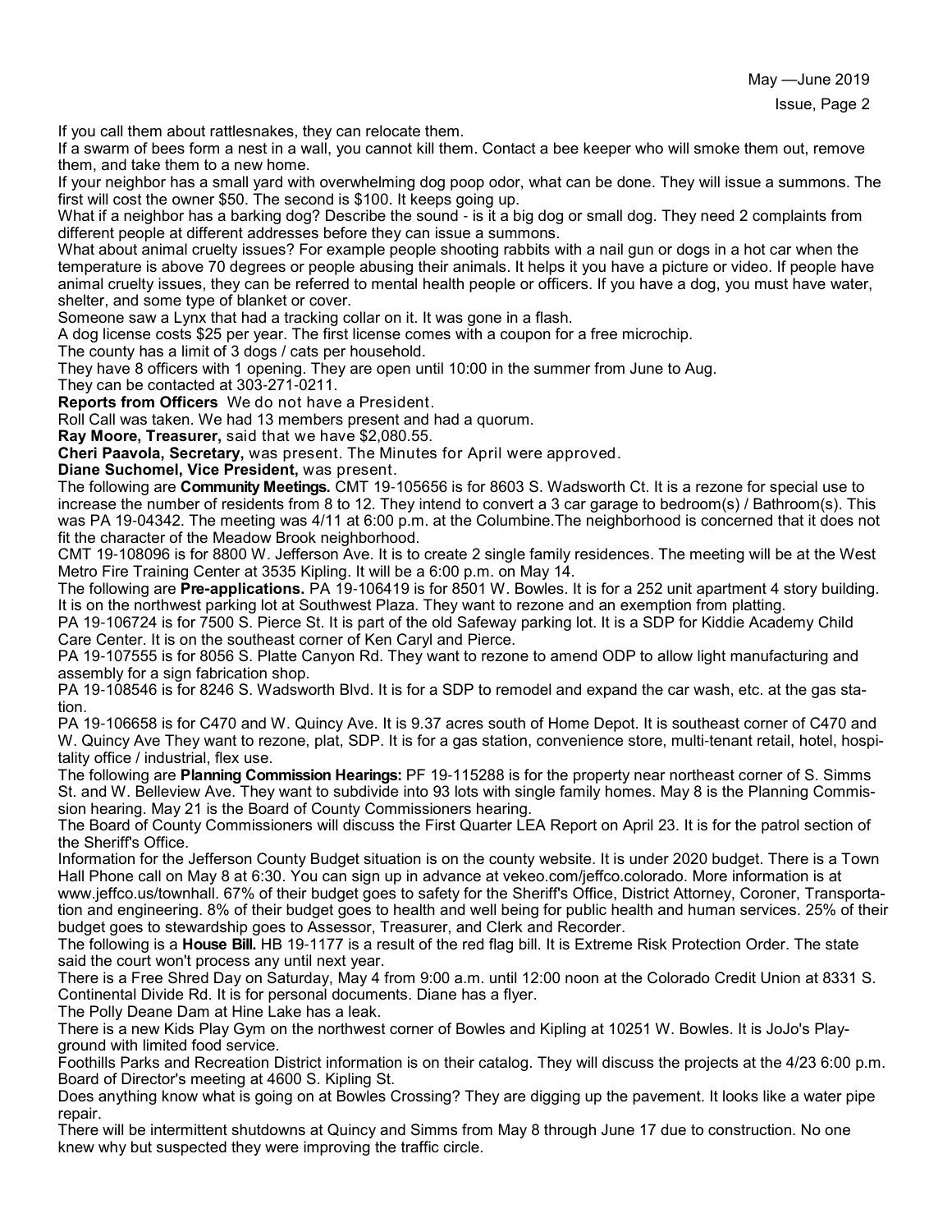If you call them about rattlesnakes, they can relocate them.

If a swarm of bees form a nest in a wall, you cannot kill them. Contact a bee keeper who will smoke them out, remove them, and take them to a new home.

If your neighbor has a small yard with overwhelming dog poop odor, what can be done. They will issue a summons. The first will cost the owner $50. The second is $100. It keeps going up.

What if a neighbor has a barking dog? Describe the sound - is it a big dog or small dog. They need 2 complaints from different people at different addresses before they can issue a summons.

What about animal cruelty issues? For example people shooting rabbits with a nail gun or dogs in a hot car when the temperature is above 70 degrees or people abusing their animals. It helps it you have a picture or video. If people have animal cruelty issues, they can be referred to mental health people or officers. If you have a dog, you must have water, shelter, and some type of blanket or cover.

Someone saw a Lynx that had a tracking collar on it. It was gone in a flash.

A dog license costs $25 per year. The first license comes with a coupon for a free microchip.

The county has a limit of 3 dogs / cats per household.

They have 8 officers with 1 opening. They are open until 10:00 in the summer from June to Aug.

They can be contacted at 303-271-0211.

**Reports from Officers** We do not have a President.

Roll Call was taken. We had 13 members present and had a quorum.

**Ray Moore, Treasurer,** said that we have $2,080.55.

**Cheri Paavola, Secretary,** was present. The Minutes for April were approved.

**Diane Suchomel, Vice President,** was present.

The following are **Community Meetings.** CMT 19-105656 is for 8603 S. Wadsworth Ct. It is a rezone for special use to increase the number of residents from 8 to 12. They intend to convert a 3 car garage to bedroom(s) / Bathroom(s). This was PA 19-04342. The meeting was 4/11 at 6:00 p.m. at the Columbine.The neighborhood is concerned that it does not fit the character of the Meadow Brook neighborhood.

CMT 19-108096 is for 8800 W. Jefferson Ave. It is to create 2 single family residences. The meeting will be at the West Metro Fire Training Center at 3535 Kipling. It will be a 6:00 p.m. on May 14.

The following are **Pre-applications.** PA 19-106419 is for 8501 W. Bowles. It is for a 252 unit apartment 4 story building. It is on the northwest parking lot at Southwest Plaza. They want to rezone and an exemption from platting.

PA 19-106724 is for 7500 S. Pierce St. It is part of the old Safeway parking lot. It is a SDP for Kiddie Academy Child Care Center. It is on the southeast corner of Ken Caryl and Pierce.

PA 19-107555 is for 8056 S. Platte Canyon Rd. They want to rezone to amend ODP to allow light manufacturing and assembly for a sign fabrication shop.

PA 19-108546 is for 8246 S. Wadsworth Blvd. It is for a SDP to remodel and expand the car wash, etc. at the gas station.

PA 19-106658 is for C470 and W. Quincy Ave. It is 9.37 acres south of Home Depot. It is southeast corner of C470 and W. Quincy Ave They want to rezone, plat, SDP. It is for a gas station, convenience store, multi-tenant retail, hotel, hospitality office / industrial, flex use.

The following are **Planning Commission Hearings:** PF 19-115288 is for the property near northeast corner of S. Simms St. and W. Belleview Ave. They want to subdivide into 93 lots with single family homes. May 8 is the Planning Commission hearing. May 21 is the Board of County Commissioners hearing.

The Board of County Commissioners will discuss the First Quarter LEA Report on April 23. It is for the patrol section of the Sheriff's Office.

Information for the Jefferson County Budget situation is on the county website. It is under 2020 budget. There is a Town Hall Phone call on May 8 at 6:30. You can sign up in advance at vekeo.com/jeffco.colorado. More information is at www.jeffco.us/townhall. 67% of their budget goes to safety for the Sheriff's Office, District Attorney, Coroner, Transportation and engineering. 8% of their budget goes to health and well being for public health and human services. 25% of their budget goes to stewardship goes to Assessor, Treasurer, and Clerk and Recorder.

The following is a **House Bill.** HB 19-1177 is a result of the red flag bill. It is Extreme Risk Protection Order. The state said the court won't process any until next year.

There is a Free Shred Day on Saturday, May 4 from 9:00 a.m. until 12:00 noon at the Colorado Credit Union at 8331 S. Continental Divide Rd. It is for personal documents. Diane has a flyer.

The Polly Deane Dam at Hine Lake has a leak.

There is a new Kids Play Gym on the northwest corner of Bowles and Kipling at 10251 W. Bowles. It is JoJo's Playground with limited food service.

Foothills Parks and Recreation District information is on their catalog. They will discuss the projects at the 4/23 6:00 p.m. Board of Director's meeting at 4600 S. Kipling St.

Does anything know what is going on at Bowles Crossing? They are digging up the pavement. It looks like a water pipe repair.

There will be intermittent shutdowns at Quincy and Simms from May 8 through June 17 due to construction. No one knew why but suspected they were improving the traffic circle.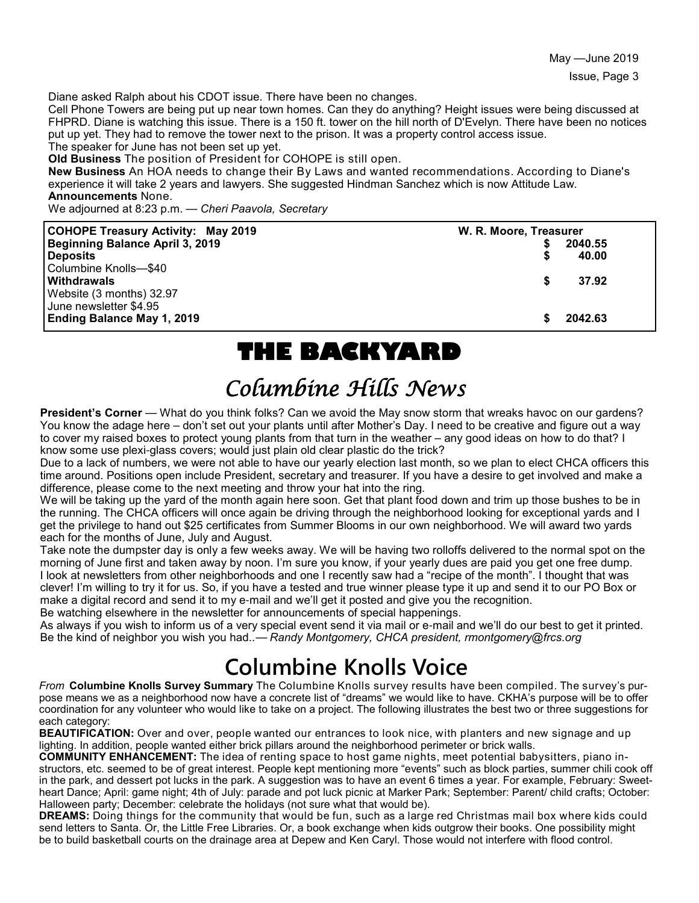Diane asked Ralph about his CDOT issue. There have been no changes.

Cell Phone Towers are being put up near town homes. Can they do anything? Height issues were being discussed at FHPRD. Diane is watching this issue. There is a 150 ft. tower on the hill north of D'Evelyn. There have been no notices put up yet. They had to remove the tower next to the prison. It was a property control access issue.

The speaker for June has not been set up yet.

**Old Business** The position of President for COHOPE is still open.

**New Business** An HOA needs to change their By Laws and wanted recommendations. According to Diane's experience it will take 2 years and lawyers. She suggested Hindman Sanchez which is now Attitude Law.

**Announcements** None.

We adjourned at 8:23 p.m. — *Cheri Paavola, Secretary*

| **COHOPE Treasury Activity: May 2019** | **W. R. Moore, Treasurer** |
|---|---|
| **Beginning Balance April 3, 2019** | **$ 2040.55** |
| **Deposits** | **$ 40.00** |
| Columbine Knolls—$40 | |
| **Withdrawals** | **$ 37.92** |
| Website (3 months) 32.97 | |
| June newsletter $4.95 | |
| **Ending Balance May 1, 2019** | **$ 2042.63** |

# THE BACKYARD

## *Columbine Hills News*

**President's Corner** — What do you think folks? Can we avoid the May snow storm that wreaks havoc on our gardens? You know the adage here – don't set out your plants until after Mother's Day. I need to be creative and figure out a way to cover my raised boxes to protect young plants from that turn in the weather – any good ideas on how to do that? I know some use plexi-glass covers; would just plain old clear plastic do the trick?

Due to a lack of numbers, we were not able to have our yearly election last month, so we plan to elect CHCA officers this time around. Positions open include President, secretary and treasurer. If you have a desire to get involved and make a difference, please come to the next meeting and throw your hat into the ring.

We will be taking up the yard of the month again here soon. Get that plant food down and trim up those bushes to be in the running. The CHCA officers will once again be driving through the neighborhood looking for exceptional yards and I get the privilege to hand out $25 certificates from Summer Blooms in our own neighborhood. We will award two yards each for the months of June, July and August.

Take note the dumpster day is only a few weeks away. We will be having two rolloffs delivered to the normal spot on the morning of June first and taken away by noon. I'm sure you know, if your yearly dues are paid you get one free dump.

I look at newsletters from other neighborhoods and one I recently saw had a "recipe of the month". I thought that was clever! I'm willing to try it for us. So, if you have a tested and true winner please type it up and send it to our PO Box or make a digital record and send it to my e-mail and we'll get it posted and give you the recognition.

Be watching elsewhere in the newsletter for announcements of special happenings.

As always if you wish to inform us of a very special event send it via mail or e-mail and we'll do our best to get it printed. Be the kind of neighbor you wish you had..— *Randy Montgomery, CHCA president, rmontgomery@frcs.org*

## Columbine Knolls Voice

*From* **Columbine Knolls Survey Summary** The Columbine Knolls survey results have been compiled. The survey's purpose means we as a neighborhood now have a concrete list of "dreams" we would like to have. CKHA's purpose will be to offer coordination for any volunteer who would like to take on a project. The following illustrates the best two or three suggestions for each category:

**BEAUTIFICATION:** Over and over, people wanted our entrances to look nice, with planters and new signage and up lighting. In addition, people wanted either brick pillars around the neighborhood perimeter or brick walls.

**COMMUNITY ENHANCEMENT:** The idea of renting space to host game nights, meet potential babysitters, piano instructors, etc. seemed to be of great interest. People kept mentioning more "events" such as block parties, summer chili cook off in the park, and dessert pot lucks in the park. A suggestion was to have an event 6 times a year. For example, February: Sweetheart Dance; April: game night; 4th of July: parade and pot luck picnic at Marker Park; September: Parent/ child crafts; October: Halloween party; December: celebrate the holidays (not sure what that would be).

**DREAMS:** Doing things for the community that would be fun, such as a large red Christmas mail box where kids could send letters to Santa. Or, the Little Free Libraries. Or, a book exchange when kids outgrow their books. One possibility might be to build basketball courts on the drainage area at Depew and Ken Caryl. Those would not interfere with flood control.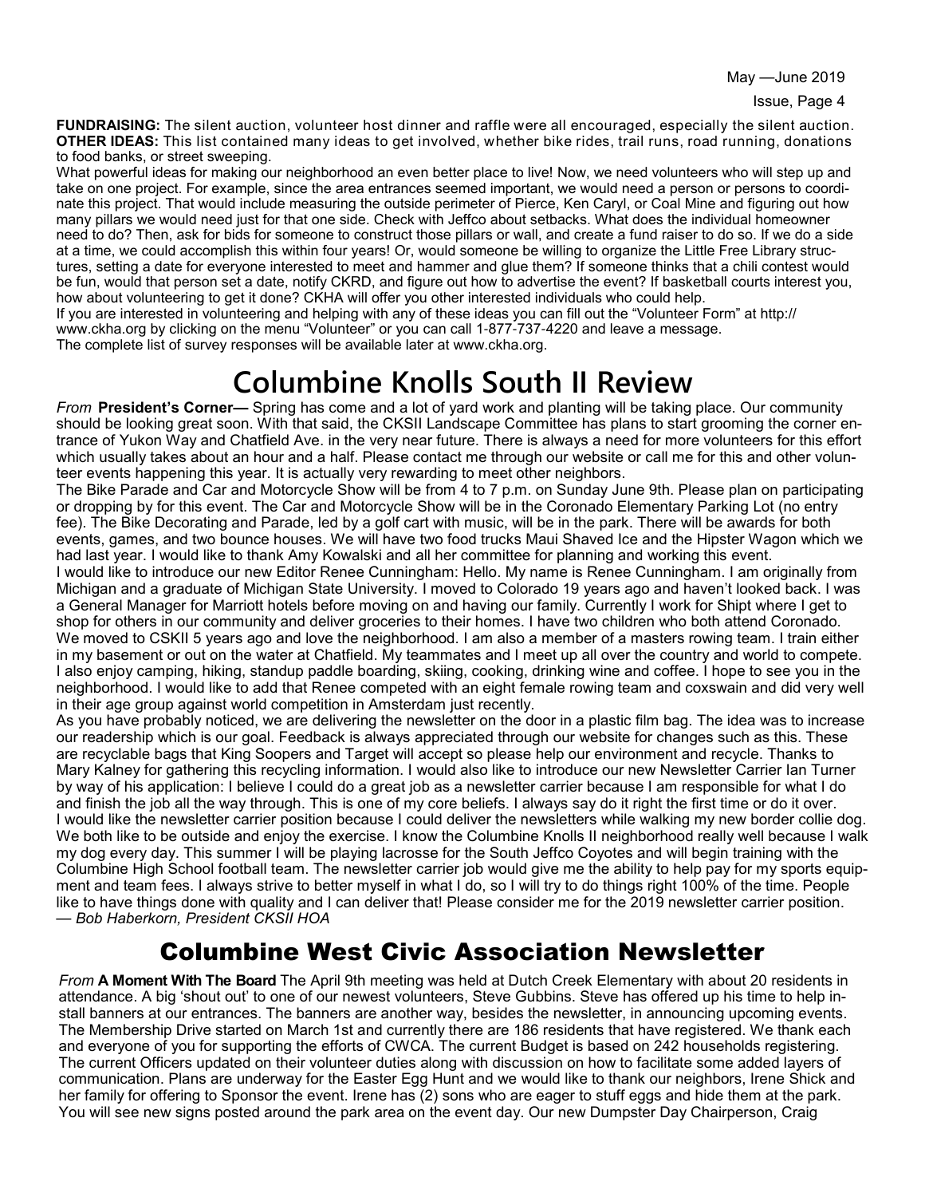**FUNDRAISING:** The silent auction, volunteer host dinner and raffle were all encouraged, especially the silent auction.
**OTHER IDEAS:** This list contained many ideas to get involved, whether bike rides, trail runs, road running, donations to food banks, or street sweeping.

What powerful ideas for making our neighborhood an even better place to live! Now, we need volunteers who will step up and take on one project. For example, since the area entrances seemed important, we would need a person or persons to coordinate this project. That would include measuring the outside perimeter of Pierce, Ken Caryl, or Coal Mine and figuring out how many pillars we would need just for that one side. Check with Jeffco about setbacks. What does the individual homeowner need to do? Then, ask for bids for someone to construct those pillars or wall, and create a fund raiser to do so. If we do a side at a time, we could accomplish this within four years! Or, would someone be willing to organize the Little Free Library structures, setting a date for everyone interested to meet and hammer and glue them? If someone thinks that a chili contest would be fun, would that person set a date, notify CKRD, and figure out how to advertise the event? If basketball courts interest you, how about volunteering to get it done? CKHA will offer you other interested individuals who could help.

If you are interested in volunteering and helping with any of these ideas you can fill out the "Volunteer Form" at http://www.ckha.org by clicking on the menu "Volunteer" or you can call 1-877-737-4220 and leave a message.

The complete list of survey responses will be available later at www.ckha.org.

# Columbine Knolls South II Review

*From* **President's Corner—** Spring has come and a lot of yard work and planting will be taking place. Our community should be looking great soon. With that said, the CKSII Landscape Committee has plans to start grooming the corner entrance of Yukon Way and Chatfield Ave. in the very near future. There is always a need for more volunteers for this effort which usually takes about an hour and a half. Please contact me through our website or call me for this and other volunteer events happening this year. It is actually very rewarding to meet other neighbors.

The Bike Parade and Car and Motorcycle Show will be from 4 to 7 p.m. on Sunday June 9th. Please plan on participating or dropping by for this event. The Car and Motorcycle Show will be in the Coronado Elementary Parking Lot (no entry fee). The Bike Decorating and Parade, led by a golf cart with music, will be in the park. There will be awards for both events, games, and two bounce houses. We will have two food trucks Maui Shaved Ice and the Hipster Wagon which we had last year. I would like to thank Amy Kowalski and all her committee for planning and working this event.

I would like to introduce our new Editor Renee Cunningham: Hello. My name is Renee Cunningham. I am originally from Michigan and a graduate of Michigan State University. I moved to Colorado 19 years ago and haven't looked back. I was a General Manager for Marriott hotels before moving on and having our family. Currently I work for Shipt where I get to shop for others in our community and deliver groceries to their homes. I have two children who both attend Coronado. We moved to CSKII 5 years ago and love the neighborhood. I am also a member of a masters rowing team. I train either in my basement or out on the water at Chatfield. My teammates and I meet up all over the country and world to compete. I also enjoy camping, hiking, standup paddle boarding, skiing, cooking, drinking wine and coffee. I hope to see you in the neighborhood. I would like to add that Renee competed with an eight female rowing team and coxswain and did very well in their age group against world competition in Amsterdam just recently.

As you have probably noticed, we are delivering the newsletter on the door in a plastic film bag. The idea was to increase our readership which is our goal. Feedback is always appreciated through our website for changes such as this. These are recyclable bags that King Soopers and Target will accept so please help our environment and recycle. Thanks to Mary Kalney for gathering this recycling information. I would also like to introduce our new Newsletter Carrier Ian Turner by way of his application: I believe I could do a great job as a newsletter carrier because I am responsible for what I do and finish the job all the way through. This is one of my core beliefs. I always say do it right the first time or do it over. I would like the newsletter carrier position because I could deliver the newsletters while walking my new border collie dog. We both like to be outside and enjoy the exercise. I know the Columbine Knolls II neighborhood really well because I walk my dog every day. This summer I will be playing lacrosse for the South Jeffco Coyotes and will begin training with the Columbine High School football team. The newsletter carrier job would give me the ability to help pay for my sports equipment and team fees. I always strive to better myself in what I do, so I will try to do things right 100% of the time. People like to have things done with quality and I can deliver that! Please consider me for the 2019 newsletter carrier position.
*— Bob Haberkorn, President CKSII HOA*

## Columbine West Civic Association Newsletter

*From* **A Moment With The Board** The April 9th meeting was held at Dutch Creek Elementary with about 20 residents in attendance. A big 'shout out' to one of our newest volunteers, Steve Gubbins. Steve has offered up his time to help install banners at our entrances. The banners are another way, besides the newsletter, in announcing upcoming events. The Membership Drive started on March 1st and currently there are 186 residents that have registered. We thank each and everyone of you for supporting the efforts of CWCA. The current Budget is based on 242 households registering. The current Officers updated on their volunteer duties along with discussion on how to facilitate some added layers of communication. Plans are underway for the Easter Egg Hunt and we would like to thank our neighbors, Irene Shick and her family for offering to Sponsor the event. Irene has (2) sons who are eager to stuff eggs and hide them at the park. You will see new signs posted around the park area on the event day. Our new Dumpster Day Chairperson, Craig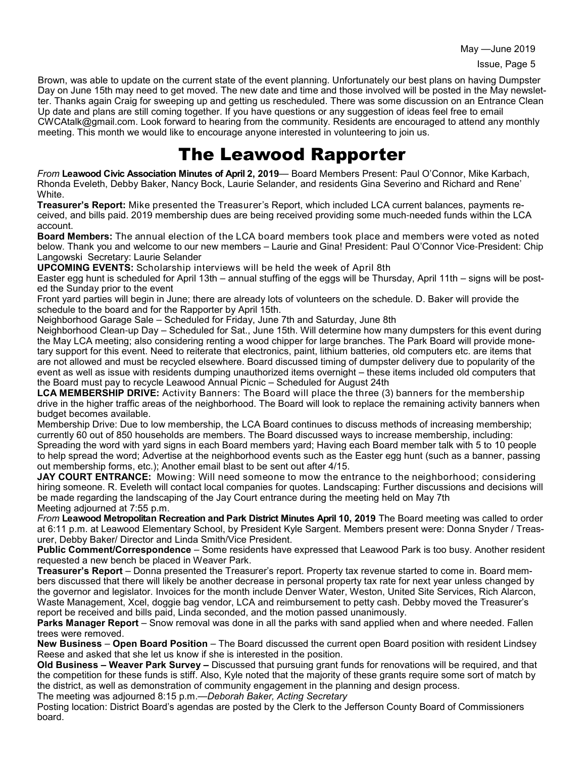Brown, was able to update on the current state of the event planning. Unfortunately our best plans on having Dumpster Day on June 15th may need to get moved. The new date and time and those involved will be posted in the May newsletter. Thanks again Craig for sweeping up and getting us rescheduled. There was some discussion on an Entrance Clean Up date and plans are still coming together. If you have questions or any suggestion of ideas feel free to email CWCAtalk@gmail.com. Look forward to hearing from the community. Residents are encouraged to attend any monthly meeting. This month we would like to encourage anyone interested in volunteering to join us.

# The Leawood Rapporter

*From* **Leawood Civic Association Minutes of April 2, 2019**— Board Members Present: Paul O'Connor, Mike Karbach, Rhonda Eveleth, Debby Baker, Nancy Bock, Laurie Selander, and residents Gina Severino and Richard and Rene' White.

**Treasurer's Report:** Mike presented the Treasurer's Report, which included LCA current balances, payments received, and bills paid. 2019 membership dues are being received providing some much-needed funds within the LCA account.

**Board Members:** The annual election of the LCA board members took place and members were voted as noted below. Thank you and welcome to our new members – Laurie and Gina! President: Paul O'Connor Vice-President: Chip Langowski Secretary: Laurie Selander

**UPCOMING EVENTS:** Scholarship interviews will be held the week of April 8th

Easter egg hunt is scheduled for April 13th – annual stuffing of the eggs will be Thursday, April 11th – signs will be posted the Sunday prior to the event

Front yard parties will begin in June; there are already lots of volunteers on the schedule. D. Baker will provide the schedule to the board and for the Rapporter by April 15th.

Neighborhood Garage Sale – Scheduled for Friday, June 7th and Saturday, June 8th

Neighborhood Clean-up Day – Scheduled for Sat., June 15th. Will determine how many dumpsters for this event during the May LCA meeting; also considering renting a wood chipper for large branches. The Park Board will provide monetary support for this event. Need to reiterate that electronics, paint, lithium batteries, old computers etc. are items that are not allowed and must be recycled elsewhere. Board discussed timing of dumpster delivery due to popularity of the event as well as issue with residents dumping unauthorized items overnight – these items included old computers that the Board must pay to recycle Leawood Annual Picnic – Scheduled for August 24th

**LCA MEMBERSHIP DRIVE:** Activity Banners: The Board will place the three (3) banners for the membership drive in the higher traffic areas of the neighborhood. The Board will look to replace the remaining activity banners when budget becomes available.

Membership Drive: Due to low membership, the LCA Board continues to discuss methods of increasing membership; currently 60 out of 850 households are members. The Board discussed ways to increase membership, including: Spreading the word with yard signs in each Board members yard; Having each Board member talk with 5 to 10 people to help spread the word; Advertise at the neighborhood events such as the Easter egg hunt (such as a banner, passing out membership forms, etc.); Another email blast to be sent out after 4/15.

**JAY COURT ENTRANCE:** Mowing: Will need someone to mow the entrance to the neighborhood; considering hiring someone. R. Eveleth will contact local companies for quotes. Landscaping: Further discussions and decisions will be made regarding the landscaping of the Jay Court entrance during the meeting held on May 7th

Meeting adjourned at 7:55 p.m.

*From* **Leawood Metropolitan Recreation and Park District Minutes April 10, 2019** The Board meeting was called to order at 6:11 p.m. at Leawood Elementary School, by President Kyle Sargent. Members present were: Donna Snyder / Treasurer, Debby Baker/ Director and Linda Smith/Vice President.

**Public Comment/Correspondence** – Some residents have expressed that Leawood Park is too busy. Another resident requested a new bench be placed in Weaver Park.

**Treasurer's Report** – Donna presented the Treasurer's report. Property tax revenue started to come in. Board members discussed that there will likely be another decrease in personal property tax rate for next year unless changed by the governor and legislator. Invoices for the month include Denver Water, Weston, United Site Services, Rich Alarcon, Waste Management, Xcel, doggie bag vendor, LCA and reimbursement to petty cash. Debby moved the Treasurer's report be received and bills paid, Linda seconded, and the motion passed unanimously.

**Parks Manager Report** – Snow removal was done in all the parks with sand applied when and where needed. Fallen trees were removed.

**New Business** – **Open Board Position** – The Board discussed the current open Board position with resident Lindsey Reese and asked that she let us know if she is interested in the position.

**Old Business – Weaver Park Survey –** Discussed that pursuing grant funds for renovations will be required, and that the competition for these funds is stiff. Also, Kyle noted that the majority of these grants require some sort of match by the district, as well as demonstration of community engagement in the planning and design process.

The meeting was adjourned 8:15 p.m.—*Deborah Baker, Acting Secretary*

Posting location: District Board's agendas are posted by the Clerk to the Jefferson County Board of Commissioners board.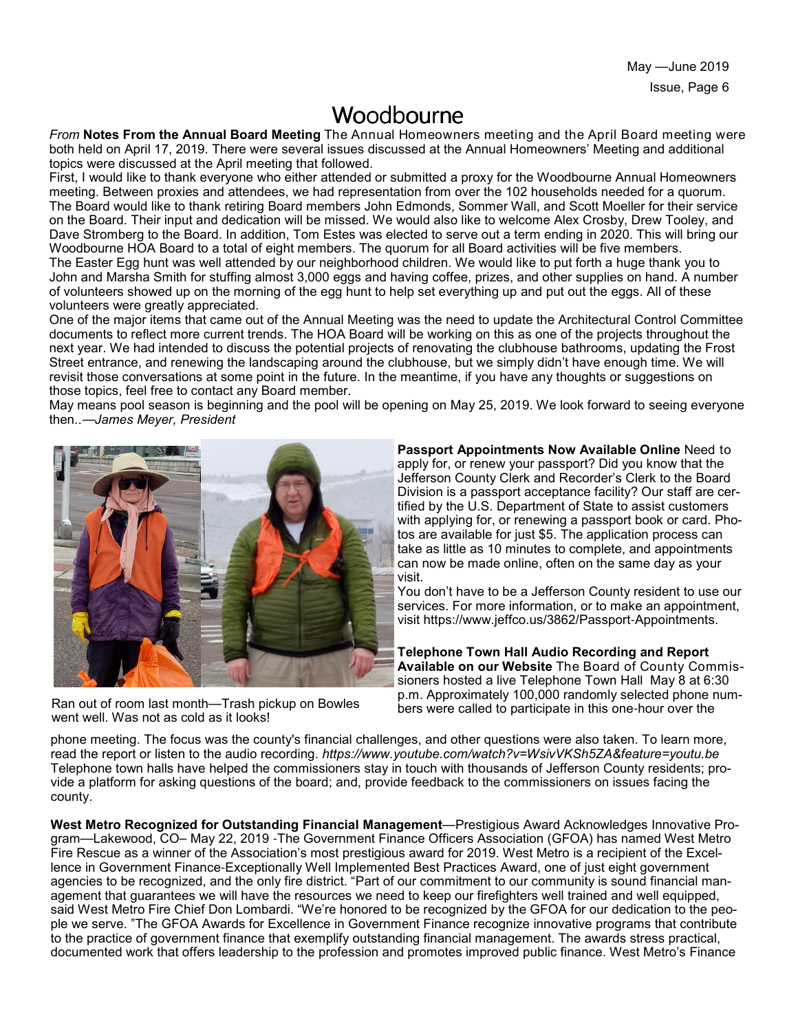# Woodbourne

*From* **Notes From the Annual Board Meeting** The Annual Homeowners meeting and the April Board meeting were both held on April 17, 2019. There were several issues discussed at the Annual Homeowners' Meeting and additional topics were discussed at the April meeting that followed.

First, I would like to thank everyone who either attended or submitted a proxy for the Woodbourne Annual Homeowners meeting. Between proxies and attendees, we had representation from over the 102 households needed for a quorum. The Board would like to thank retiring Board members John Edmonds, Sommer Wall, and Scott Moeller for their service on the Board. Their input and dedication will be missed. We would also like to welcome Alex Crosby, Drew Tooley, and Dave Stromberg to the Board. In addition, Tom Estes was elected to serve out a term ending in 2020. This will bring our Woodbourne HOA Board to a total of eight members. The quorum for all Board activities will be five members.

The Easter Egg hunt was well attended by our neighborhood children. We would like to put forth a huge thank you to John and Marsha Smith for stuffing almost 3,000 eggs and having coffee, prizes, and other supplies on hand. A number of volunteers showed up on the morning of the egg hunt to help set everything up and put out the eggs. All of these volunteers were greatly appreciated.

One of the major items that came out of the Annual Meeting was the need to update the Architectural Control Committee documents to reflect more current trends. The HOA Board will be working on this as one of the projects throughout the next year. We had intended to discuss the potential projects of renovating the clubhouse bathrooms, updating the Frost Street entrance, and renewing the landscaping around the clubhouse, but we simply didn't have enough time. We will revisit those conversations at some point in the future. In the meantime, if you have any thoughts or suggestions on those topics, feel free to contact any Board member.

May means pool season is beginning and the pool will be opening on May 25, 2019. We look forward to seeing everyone then..*—James Meyer, President*

Ran out of room last month—Trash pickup on Bowles went well. Was not as cold as it looks!

**Passport Appointments Now Available Online** Need to apply for, or renew your passport? Did you know that the Jefferson County Clerk and Recorder's Clerk to the Board Division is a passport acceptance facility? Our staff are certified by the U.S. Department of State to assist customers with applying for, or renewing a passport book or card. Photos are available for just $5. The application process can take as little as 10 minutes to complete, and appointments can now be made online, often on the same day as your visit.

You don't have to be a Jefferson County resident to use our services. For more information, or to make an appointment, visit https://www.jeffco.us/3862/Passport-Appointments.

**Telephone Town Hall Audio Recording and Report Available on our Website** The Board of County Commissioners hosted a live Telephone Town Hall May 8 at 6:30 p.m. Approximately 100,000 randomly selected phone numbers were called to participate in this one-hour over the phone meeting. The focus was the county's financial challenges, and other questions were also taken. To learn more, read the report or listen to the audio recording. *https://www.youtube.com/watch?v=WsivVKSh5ZA&feature=youtu.be* Telephone town halls have helped the commissioners stay in touch with thousands of Jefferson County residents; provide a platform for asking questions of the board; and, provide feedback to the commissioners on issues facing the county.

**West Metro Recognized for Outstanding Financial Management**—Prestigious Award Acknowledges Innovative Program—Lakewood, CO– May 22, 2019 -The Government Finance Officers Association (GFOA) has named West Metro Fire Rescue as a winner of the Association's most prestigious award for 2019. West Metro is a recipient of the Excellence in Government Finance-Exceptionally Well Implemented Best Practices Award, one of just eight government agencies to be recognized, and the only fire district. "Part of our commitment to our community is sound financial management that guarantees we will have the resources we need to keep our firefighters well trained and well equipped, said West Metro Fire Chief Don Lombardi. "We're honored to be recognized by the GFOA for our dedication to the people we serve. "The GFOA Awards for Excellence in Government Finance recognize innovative programs that contribute to the practice of government finance that exemplify outstanding financial management. The awards stress practical, documented work that offers leadership to the profession and promotes improved public finance. West Metro's Finance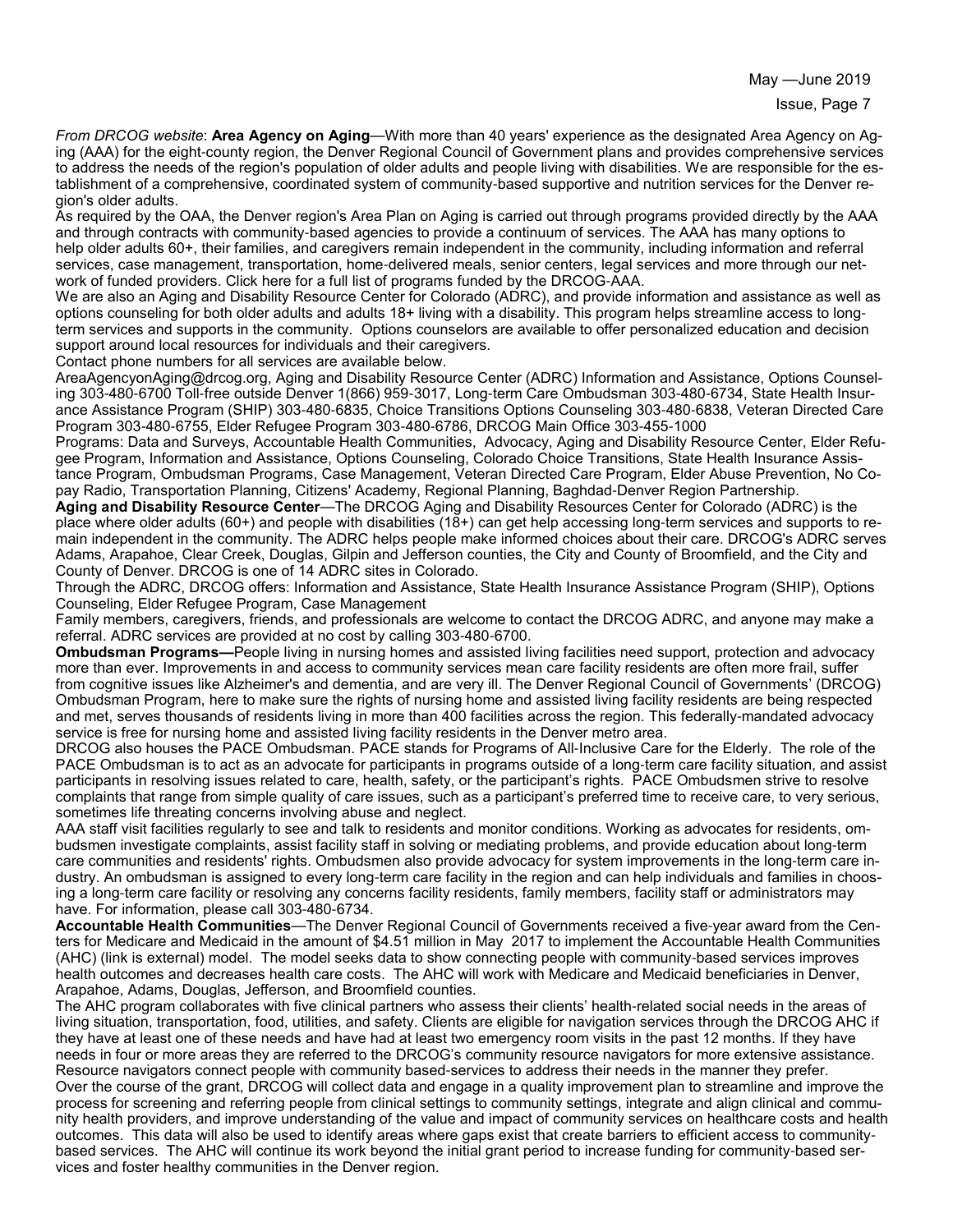*From DRCOG website*: **Area Agency on Aging**—With more than 40 years' experience as the designated Area Agency on Aging (AAA) for the eight-county region, the Denver Regional Council of Government plans and provides comprehensive services to address the needs of the region's population of older adults and people living with disabilities. We are responsible for the establishment of a comprehensive, coordinated system of community-based supportive and nutrition services for the Denver region's older adults.

As required by the OAA, the Denver region's Area Plan on Aging is carried out through programs provided directly by the AAA and through contracts with community-based agencies to provide a continuum of services. The AAA has many options to help older adults 60+, their families, and caregivers remain independent in the community, including information and referral services, case management, transportation, home-delivered meals, senior centers, legal services and more through our network of funded providers. Click here for a full list of programs funded by the DRCOG-AAA.

We are also an Aging and Disability Resource Center for Colorado (ADRC), and provide information and assistance as well as options counseling for both older adults and adults 18+ living with a disability. This program helps streamline access to long-term services and supports in the community. Options counselors are available to offer personalized education and decision support around local resources for individuals and their caregivers.

Contact phone numbers for all services are available below.

AreaAgencyonAging@drcog.org, Aging and Disability Resource Center (ADRC) Information and Assistance, Options Counseling 303-480-6700 Toll-free outside Denver 1(866) 959-3017, Long-term Care Ombudsman 303-480-6734, State Health Insurance Assistance Program (SHIP) 303-480-6835, Choice Transitions Options Counseling 303-480-6838, Veteran Directed Care Program 303-480-6755, Elder Refugee Program 303-480-6786, DRCOG Main Office 303-455-1000

Programs: Data and Surveys, Accountable Health Communities, Advocacy, Aging and Disability Resource Center, Elder Refugee Program, Information and Assistance, Options Counseling, Colorado Choice Transitions, State Health Insurance Assistance Program, Ombudsman Programs, Case Management, Veteran Directed Care Program, Elder Abuse Prevention, No Copay Radio, Transportation Planning, Citizens' Academy, Regional Planning, Baghdad-Denver Region Partnership.

**Aging and Disability Resource Center**—The DRCOG Aging and Disability Resources Center for Colorado (ADRC) is the place where older adults (60+) and people with disabilities (18+) can get help accessing long-term services and supports to remain independent in the community. The ADRC helps people make informed choices about their care. DRCOG's ADRC serves Adams, Arapahoe, Clear Creek, Douglas, Gilpin and Jefferson counties, the City and County of Broomfield, and the City and County of Denver. DRCOG is one of 14 ADRC sites in Colorado.

Through the ADRC, DRCOG offers: Information and Assistance, State Health Insurance Assistance Program (SHIP), Options Counseling, Elder Refugee Program, Case Management

Family members, caregivers, friends, and professionals are welcome to contact the DRCOG ADRC, and anyone may make a referral. ADRC services are provided at no cost by calling 303-480-6700.

**Ombudsman Programs—**People living in nursing homes and assisted living facilities need support, protection and advocacy more than ever. Improvements in and access to community services mean care facility residents are often more frail, suffer from cognitive issues like Alzheimer's and dementia, and are very ill. The Denver Regional Council of Governments' (DRCOG) Ombudsman Program, here to make sure the rights of nursing home and assisted living facility residents are being respected and met, serves thousands of residents living in more than 400 facilities across the region. This federally-mandated advocacy service is free for nursing home and assisted living facility residents in the Denver metro area.

DRCOG also houses the PACE Ombudsman. PACE stands for Programs of All-Inclusive Care for the Elderly. The role of the PACE Ombudsman is to act as an advocate for participants in programs outside of a long-term care facility situation, and assist participants in resolving issues related to care, health, safety, or the participant's rights. PACE Ombudsmen strive to resolve complaints that range from simple quality of care issues, such as a participant's preferred time to receive care, to very serious, sometimes life threating concerns involving abuse and neglect.

AAA staff visit facilities regularly to see and talk to residents and monitor conditions. Working as advocates for residents, ombudsmen investigate complaints, assist facility staff in solving or mediating problems, and provide education about long-term care communities and residents' rights. Ombudsmen also provide advocacy for system improvements in the long-term care industry. An ombudsman is assigned to every long-term care facility in the region and can help individuals and families in choosing a long-term care facility or resolving any concerns facility residents, family members, facility staff or administrators may have. For information, please call 303-480-6734.

**Accountable Health Communities**—The Denver Regional Council of Governments received a five-year award from the Centers for Medicare and Medicaid in the amount of $4.51 million in May 2017 to implement the Accountable Health Communities (AHC) (link is external) model. The model seeks data to show connecting people with community-based services improves health outcomes and decreases health care costs. The AHC will work with Medicare and Medicaid beneficiaries in Denver, Arapahoe, Adams, Douglas, Jefferson, and Broomfield counties.

The AHC program collaborates with five clinical partners who assess their clients' health-related social needs in the areas of living situation, transportation, food, utilities, and safety. Clients are eligible for navigation services through the DRCOG AHC if they have at least one of these needs and have had at least two emergency room visits in the past 12 months. If they have needs in four or more areas they are referred to the DRCOG's community resource navigators for more extensive assistance. Resource navigators connect people with community based-services to address their needs in the manner they prefer.

Over the course of the grant, DRCOG will collect data and engage in a quality improvement plan to streamline and improve the process for screening and referring people from clinical settings to community settings, integrate and align clinical and community health providers, and improve understanding of the value and impact of community services on healthcare costs and health outcomes. This data will also be used to identify areas where gaps exist that create barriers to efficient access to community-based services. The AHC will continue its work beyond the initial grant period to increase funding for community-based services and foster healthy communities in the Denver region.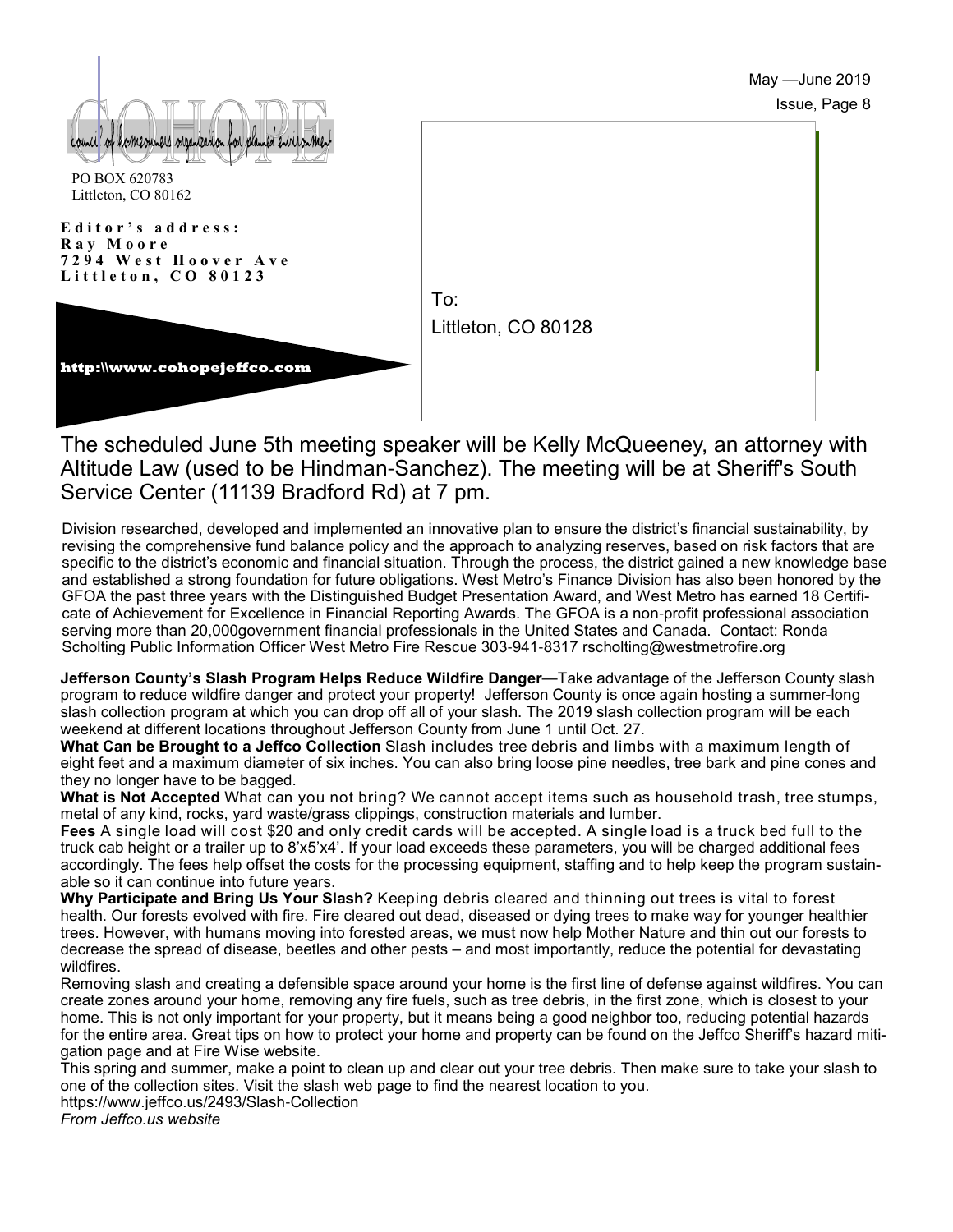COHOPE

council of homeowners organization for planned environment

PO BOX 620783
Littleton, CO 80162

**Editor's address:**
**Ray Moore**
**7294 West Hoover Ave**
**Littleton, CO 80123**

**http:\\www.cohopejeffco.com**

To:
Littleton, CO 80128

The scheduled June 5th meeting speaker will be Kelly McQueeney, an attorney with Altitude Law (used to be Hindman-Sanchez). The meeting will be at Sheriff's South Service Center (11139 Bradford Rd) at 7 pm.

Division researched, developed and implemented an innovative plan to ensure the district's financial sustainability, by revising the comprehensive fund balance policy and the approach to analyzing reserves, based on risk factors that are specific to the district's economic and financial situation. Through the process, the district gained a new knowledge base and established a strong foundation for future obligations. West Metro's Finance Division has also been honored by the GFOA the past three years with the Distinguished Budget Presentation Award, and West Metro has earned 18 Certificate of Achievement for Excellence in Financial Reporting Awards. The GFOA is a non-profit professional association serving more than 20,000government financial professionals in the United States and Canada. Contact: Ronda Scholting Public Information Officer West Metro Fire Rescue 303-941-8317 rscholting@westmetrofire.org

**Jefferson County's Slash Program Helps Reduce Wildfire Danger**—Take advantage of the Jefferson County slash program to reduce wildfire danger and protect your property! Jefferson County is once again hosting a summer-long slash collection program at which you can drop off all of your slash. The 2019 slash collection program will be each weekend at different locations throughout Jefferson County from June 1 until Oct. 27.

**What Can be Brought to a Jeffco Collection** Slash includes tree debris and limbs with a maximum length of eight feet and a maximum diameter of six inches. You can also bring loose pine needles, tree bark and pine cones and they no longer have to be bagged.

**What is Not Accepted** What can you not bring? We cannot accept items such as household trash, tree stumps, metal of any kind, rocks, yard waste/grass clippings, construction materials and lumber.

**Fees** A single load will cost $20 and only credit cards will be accepted. A single load is a truck bed full to the truck cab height or a trailer up to 8'x5'x4'. If your load exceeds these parameters, you will be charged additional fees accordingly. The fees help offset the costs for the processing equipment, staffing and to help keep the program sustainable so it can continue into future years.

**Why Participate and Bring Us Your Slash?** Keeping debris cleared and thinning out trees is vital to forest health. Our forests evolved with fire. Fire cleared out dead, diseased or dying trees to make way for younger healthier trees. However, with humans moving into forested areas, we must now help Mother Nature and thin out our forests to decrease the spread of disease, beetles and other pests – and most importantly, reduce the potential for devastating wildfires.

Removing slash and creating a defensible space around your home is the first line of defense against wildfires. You can create zones around your home, removing any fire fuels, such as tree debris, in the first zone, which is closest to your home. This is not only important for your property, but it means being a good neighbor too, reducing potential hazards for the entire area. Great tips on how to protect your home and property can be found on the Jeffco Sheriff's hazard mitigation page and at Fire Wise website.

This spring and summer, make a point to clean up and clear out your tree debris. Then make sure to take your slash to one of the collection sites. Visit the slash web page to find the nearest location to you.

https://www.jeffco.us/2493/Slash-Collection

*From Jeffco.us website*